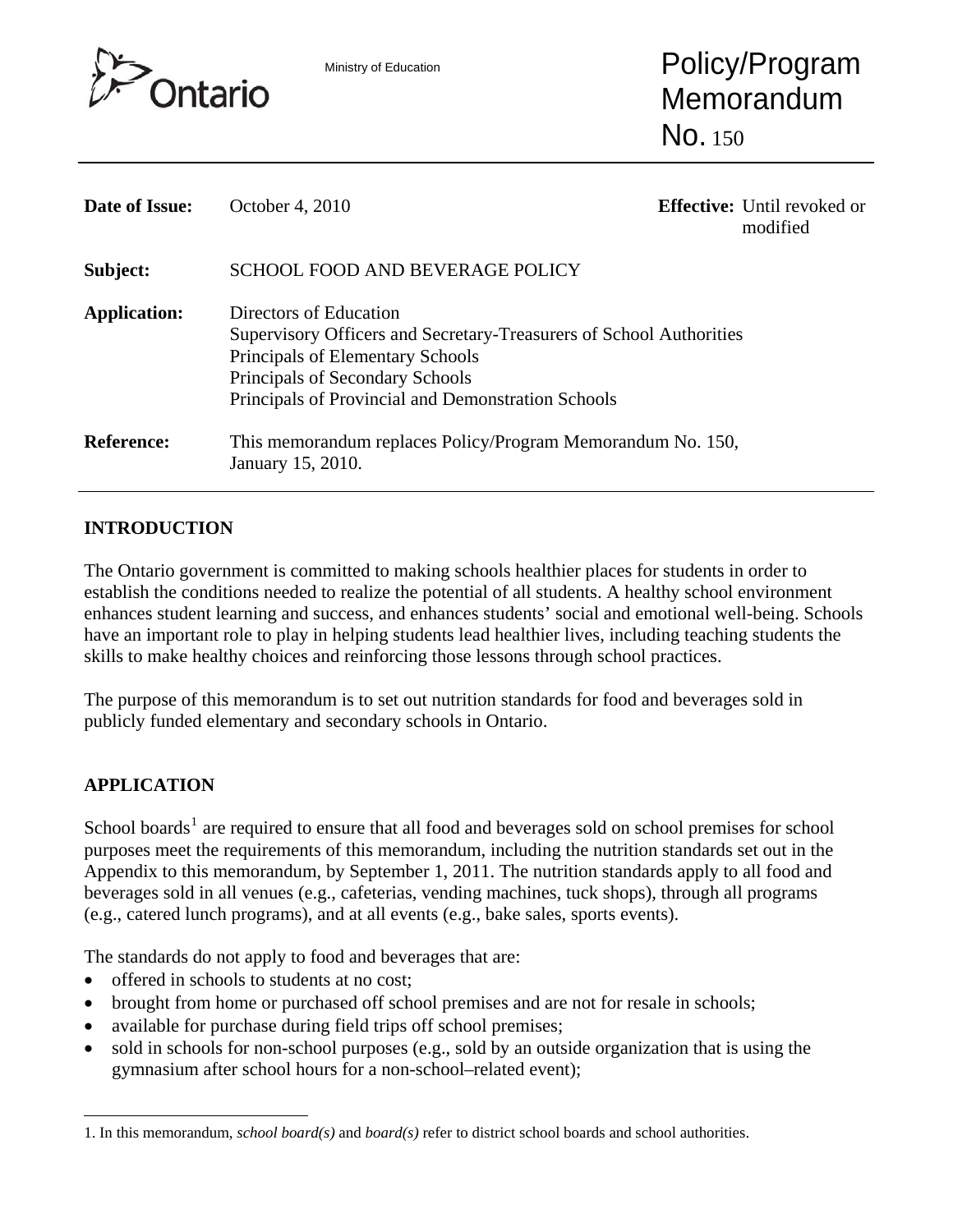Ontario

Ministry of Education

# Policy/Program Memorandum No. 150

| | | | |
|---|---|---|---|
| **Date of Issue:** | October 4, 2010 | **Effective:** | Until revoked or modified |
| **Subject:** | SCHOOL FOOD AND BEVERAGE POLICY | | |
| **Application:** | Directors of Education<br>Supervisory Officers and Secretary-Treasurers of School Authorities<br>Principals of Elementary Schools<br>Principals of Secondary Schools<br>Principals of Provincial and Demonstration Schools | | |
| **Reference:** | This memorandum replaces Policy/Program Memorandum No. 150, January 15, 2010. | | |

## INTRODUCTION

The Ontario government is committed to making schools healthier places for students in order to establish the conditions needed to realize the potential of all students. A healthy school environment enhances student learning and success, and enhances students' social and emotional well-being. Schools have an important role to play in helping students lead healthier lives, including teaching students the skills to make healthy choices and reinforcing those lessons through school practices.

The purpose of this memorandum is to set out nutrition standards for food and beverages sold in publicly funded elementary and secondary schools in Ontario.

## APPLICATION

School boards[1] are required to ensure that all food and beverages sold on school premises for school purposes meet the requirements of this memorandum, including the nutrition standards set out in the Appendix to this memorandum, by September 1, 2011. The nutrition standards apply to all food and beverages sold in all venues (e.g., cafeterias, vending machines, tuck shops), through all programs (e.g., catered lunch programs), and at all events (e.g., bake sales, sports events).

The standards do not apply to food and beverages that are:

- offered in schools to students at no cost;
- brought from home or purchased off school premises and are not for resale in schools;
- available for purchase during field trips off school premises;
- sold in schools for non-school purposes (e.g., sold by an outside organization that is using the gymnasium after school hours for a non-school–related event);

1. In this memorandum, *school board(s)* and *board(s)* refer to district school boards and school authorities.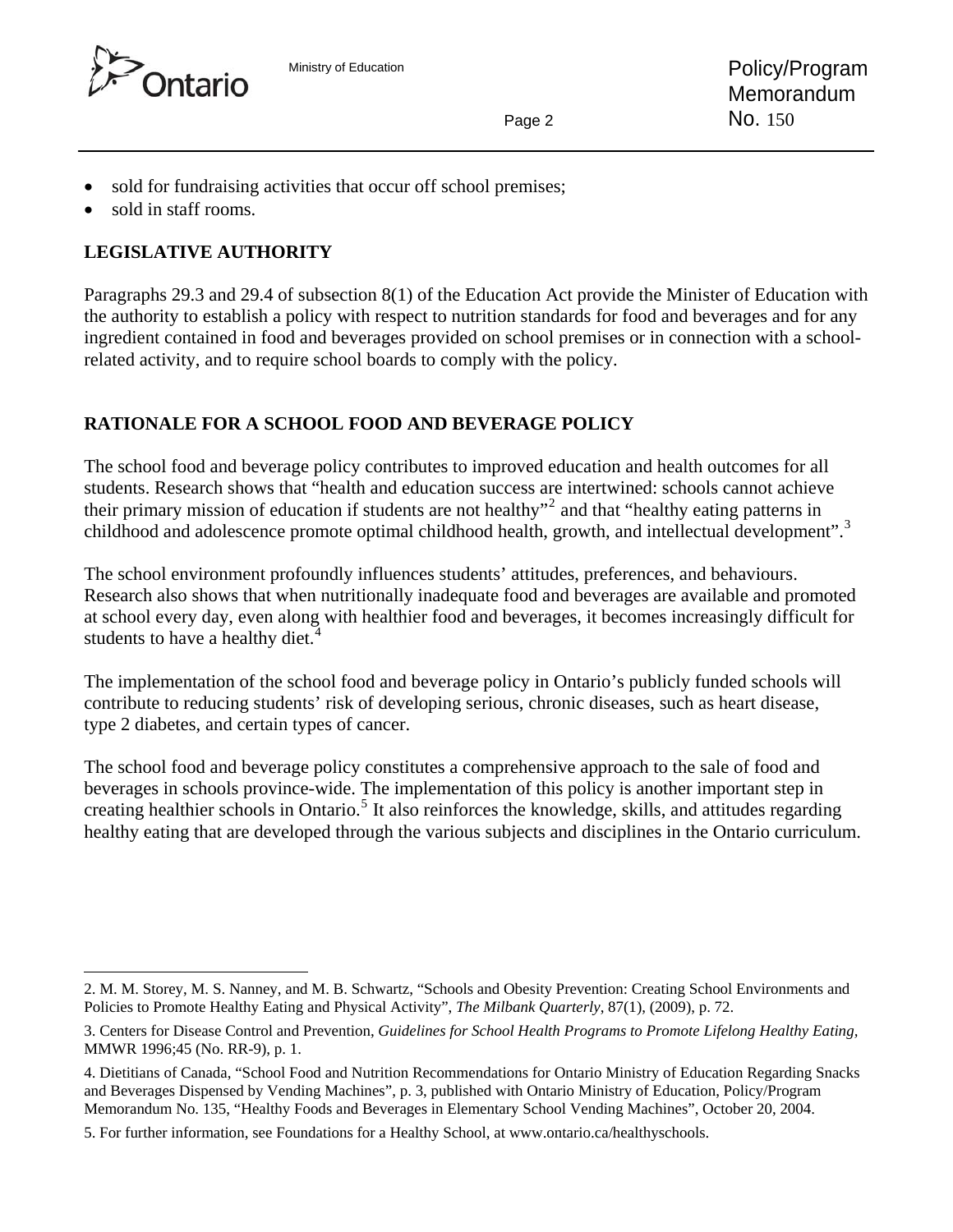- sold for fundraising activities that occur off school premises;
- sold in staff rooms.

## LEGISLATIVE AUTHORITY

Paragraphs 29.3 and 29.4 of subsection 8(1) of the Education Act provide the Minister of Education with the authority to establish a policy with respect to nutrition standards for food and beverages and for any ingredient contained in food and beverages provided on school premises or in connection with a school-related activity, and to require school boards to comply with the policy.

## RATIONALE FOR A SCHOOL FOOD AND BEVERAGE POLICY

The school food and beverage policy contributes to improved education and health outcomes for all students. Research shows that "health and education success are intertwined: schools cannot achieve their primary mission of education if students are not healthy"[2] and that "healthy eating patterns in childhood and adolescence promote optimal childhood health, growth, and intellectual development".[3]

The school environment profoundly influences students' attitudes, preferences, and behaviours. Research also shows that when nutritionally inadequate food and beverages are available and promoted at school every day, even along with healthier food and beverages, it becomes increasingly difficult for students to have a healthy diet.[4]

The implementation of the school food and beverage policy in Ontario's publicly funded schools will contribute to reducing students' risk of developing serious, chronic diseases, such as heart disease, type 2 diabetes, and certain types of cancer.

The school food and beverage policy constitutes a comprehensive approach to the sale of food and beverages in schools province-wide. The implementation of this policy is another important step in creating healthier schools in Ontario.[5] It also reinforces the knowledge, skills, and attitudes regarding healthy eating that are developed through the various subjects and disciplines in the Ontario curriculum.

---

2. M. M. Storey, M. S. Nanney, and M. B. Schwartz, "Schools and Obesity Prevention: Creating School Environments and Policies to Promote Healthy Eating and Physical Activity", *The Milbank Quarterly*, 87(1), (2009), p. 72.

3. Centers for Disease Control and Prevention, *Guidelines for School Health Programs to Promote Lifelong Healthy Eating*, MMWR 1996;45 (No. RR-9), p. 1.

4. Dietitians of Canada, "School Food and Nutrition Recommendations for Ontario Ministry of Education Regarding Snacks and Beverages Dispensed by Vending Machines", p. 3, published with Ontario Ministry of Education, Policy/Program Memorandum No. 135, "Healthy Foods and Beverages in Elementary School Vending Machines", October 20, 2004.

5. For further information, see Foundations for a Healthy School, at www.ontario.ca/healthyschools.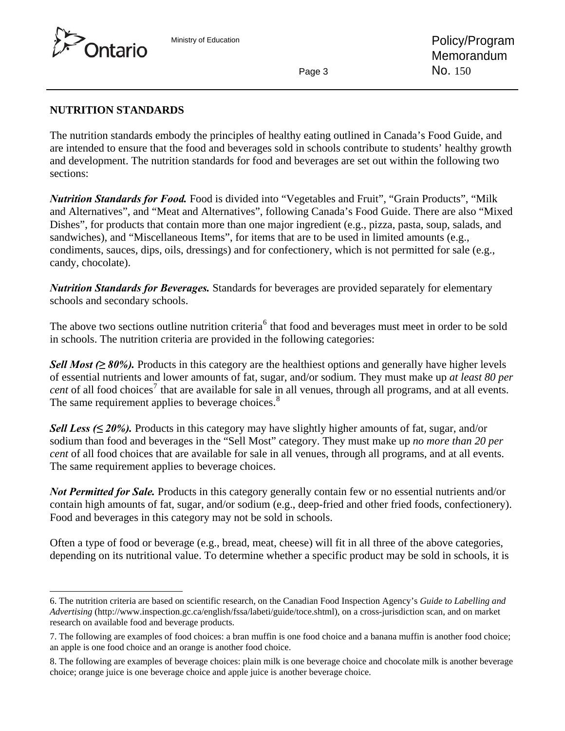## NUTRITION STANDARDS

The nutrition standards embody the principles of healthy eating outlined in Canada's Food Guide, and are intended to ensure that the food and beverages sold in schools contribute to students' healthy growth and development. The nutrition standards for food and beverages are set out within the following two sections:

***Nutrition Standards for Food.*** Food is divided into "Vegetables and Fruit", "Grain Products", "Milk and Alternatives", and "Meat and Alternatives", following Canada's Food Guide. There are also "Mixed Dishes", for products that contain more than one major ingredient (e.g., pizza, pasta, soup, salads, and sandwiches), and "Miscellaneous Items", for items that are to be used in limited amounts (e.g., condiments, sauces, dips, oils, dressings) and for confectionery, which is not permitted for sale (e.g., candy, chocolate).

***Nutrition Standards for Beverages.*** Standards for beverages are provided separately for elementary schools and secondary schools.

The above two sections outline nutrition criteria[6] that food and beverages must meet in order to be sold in schools. The nutrition criteria are provided in the following categories:

***Sell Most (≥ 80%).*** Products in this category are the healthiest options and generally have higher levels of essential nutrients and lower amounts of fat, sugar, and/or sodium. They must make up *at least 80 per cent* of all food choices[7] that are available for sale in all venues, through all programs, and at all events. The same requirement applies to beverage choices.[8]

***Sell Less (≤ 20%).*** Products in this category may have slightly higher amounts of fat, sugar, and/or sodium than food and beverages in the "Sell Most" category. They must make up *no more than 20 per cent* of all food choices that are available for sale in all venues, through all programs, and at all events. The same requirement applies to beverage choices.

***Not Permitted for Sale.*** Products in this category generally contain few or no essential nutrients and/or contain high amounts of fat, sugar, and/or sodium (e.g., deep-fried and other fried foods, confectionery). Food and beverages in this category may not be sold in schools.

Often a type of food or beverage (e.g., bread, meat, cheese) will fit in all three of the above categories, depending on its nutritional value. To determine whether a specific product may be sold in schools, it is

---

6. The nutrition criteria are based on scientific research, on the Canadian Food Inspection Agency's *Guide to Labelling and Advertising* (http://www.inspection.gc.ca/english/fssa/labeti/guide/toce.shtml), on a cross-jurisdiction scan, and on market research on available food and beverage products.

7. The following are examples of food choices: a bran muffin is one food choice and a banana muffin is another food choice; an apple is one food choice and an orange is another food choice.

8. The following are examples of beverage choices: plain milk is one beverage choice and chocolate milk is another beverage choice; orange juice is one beverage choice and apple juice is another beverage choice.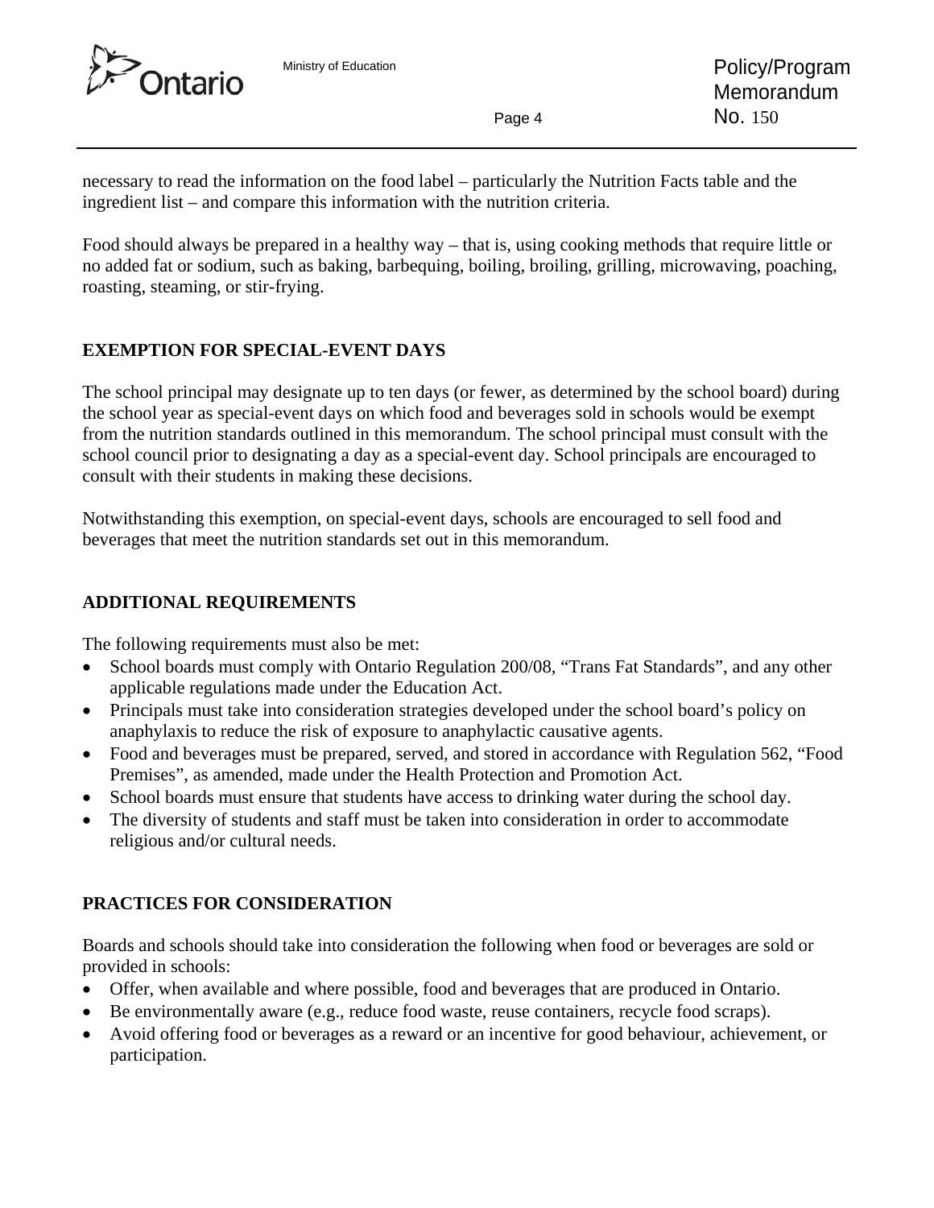necessary to read the information on the food label – particularly the Nutrition Facts table and the ingredient list – and compare this information with the nutrition criteria.

Food should always be prepared in a healthy way – that is, using cooking methods that require little or no added fat or sodium, such as baking, barbequing, boiling, broiling, grilling, microwaving, poaching, roasting, steaming, or stir-frying.

## EXEMPTION FOR SPECIAL-EVENT DAYS

The school principal may designate up to ten days (or fewer, as determined by the school board) during the school year as special-event days on which food and beverages sold in schools would be exempt from the nutrition standards outlined in this memorandum. The school principal must consult with the school council prior to designating a day as a special-event day. School principals are encouraged to consult with their students in making these decisions.

Notwithstanding this exemption, on special-event days, schools are encouraged to sell food and beverages that meet the nutrition standards set out in this memorandum.

## ADDITIONAL REQUIREMENTS

The following requirements must also be met:

- School boards must comply with Ontario Regulation 200/08, "Trans Fat Standards", and any other applicable regulations made under the Education Act.
- Principals must take into consideration strategies developed under the school board's policy on anaphylaxis to reduce the risk of exposure to anaphylactic causative agents.
- Food and beverages must be prepared, served, and stored in accordance with Regulation 562, "Food Premises", as amended, made under the Health Protection and Promotion Act.
- School boards must ensure that students have access to drinking water during the school day.
- The diversity of students and staff must be taken into consideration in order to accommodate religious and/or cultural needs.

## PRACTICES FOR CONSIDERATION

Boards and schools should take into consideration the following when food or beverages are sold or provided in schools:

- Offer, when available and where possible, food and beverages that are produced in Ontario.
- Be environmentally aware (e.g., reduce food waste, reuse containers, recycle food scraps).
- Avoid offering food or beverages as a reward or an incentive for good behaviour, achievement, or participation.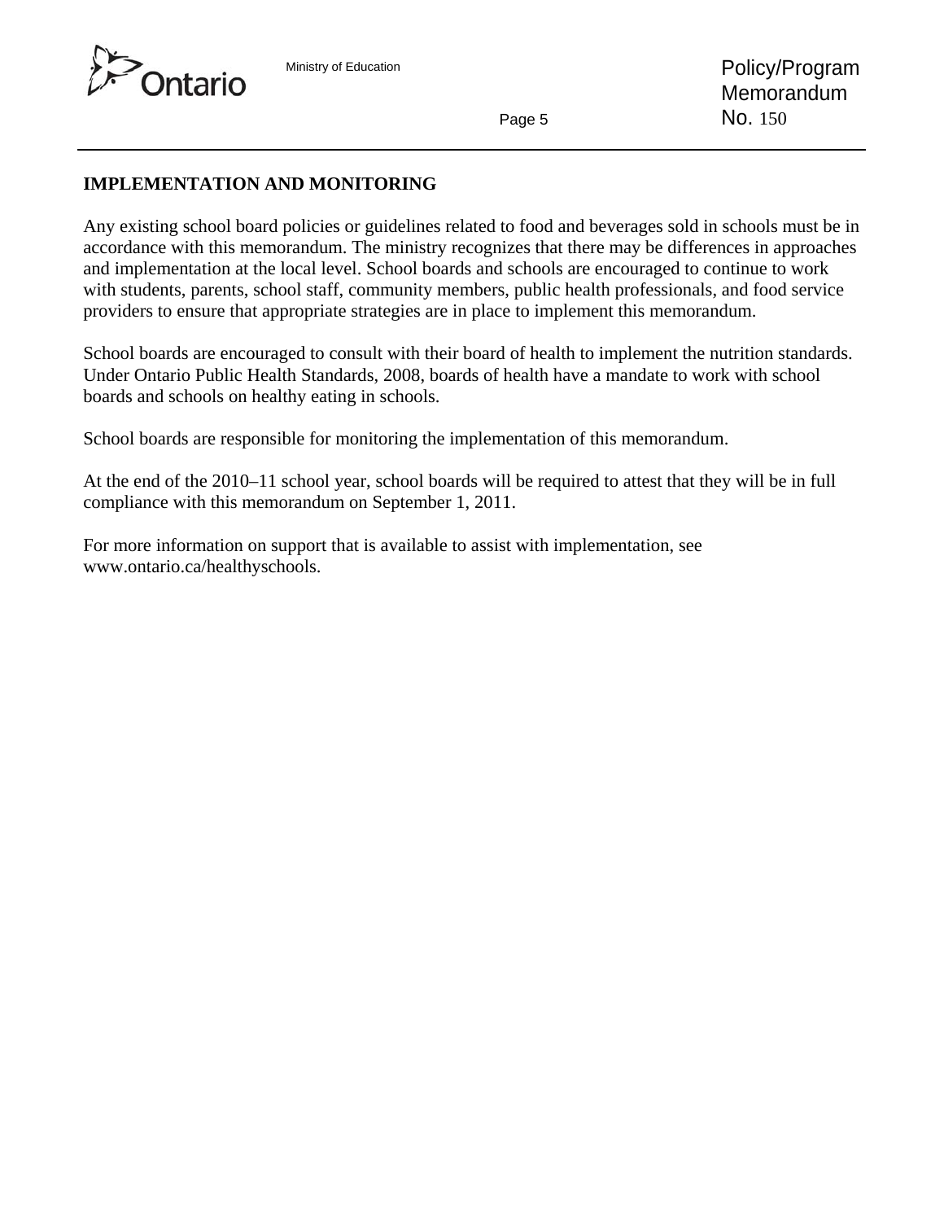## IMPLEMENTATION AND MONITORING

Any existing school board policies or guidelines related to food and beverages sold in schools must be in accordance with this memorandum. The ministry recognizes that there may be differences in approaches and implementation at the local level. School boards and schools are encouraged to continue to work with students, parents, school staff, community members, public health professionals, and food service providers to ensure that appropriate strategies are in place to implement this memorandum.

School boards are encouraged to consult with their board of health to implement the nutrition standards. Under Ontario Public Health Standards, 2008, boards of health have a mandate to work with school boards and schools on healthy eating in schools.

School boards are responsible for monitoring the implementation of this memorandum.

At the end of the 2010–11 school year, school boards will be required to attest that they will be in full compliance with this memorandum on September 1, 2011.

For more information on support that is available to assist with implementation, see www.ontario.ca/healthyschools.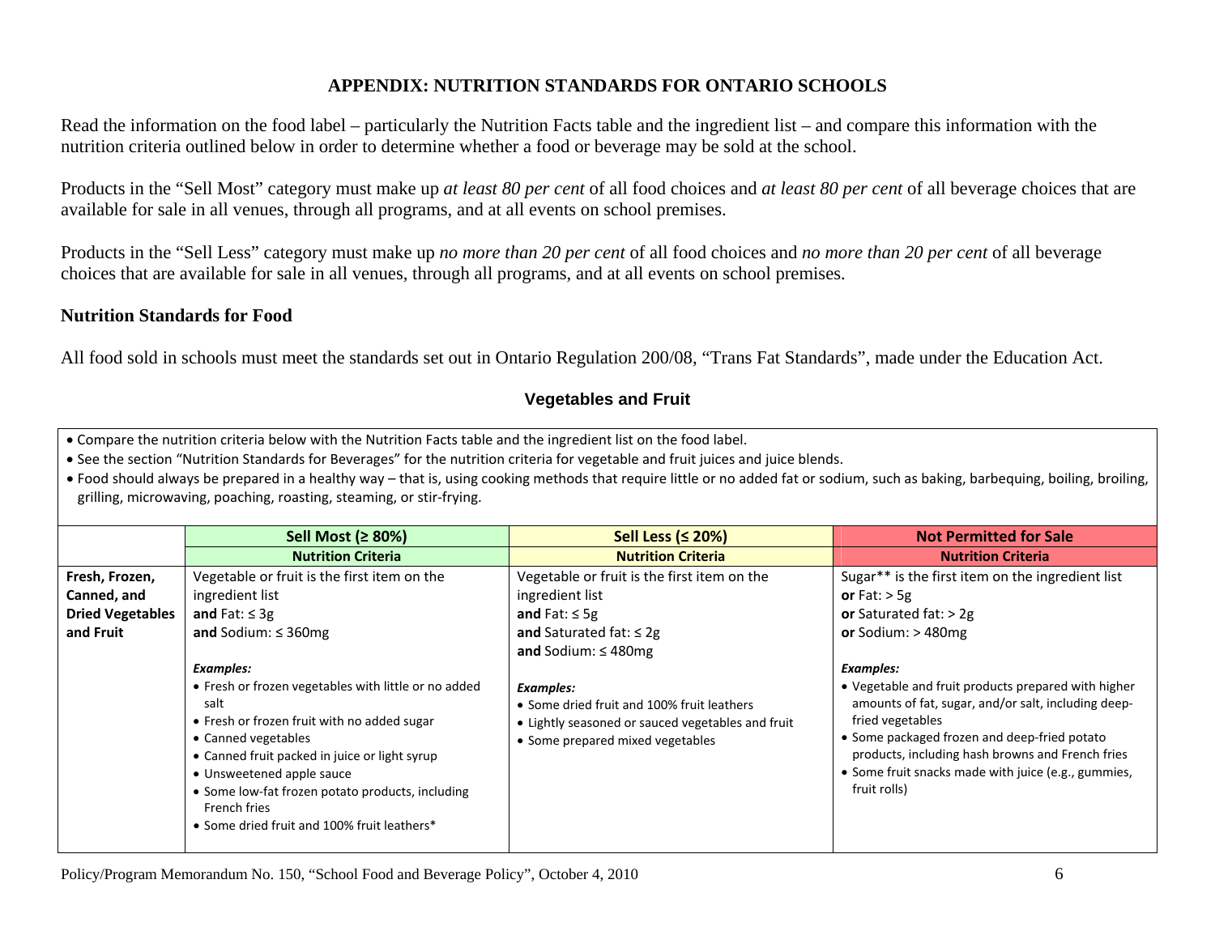# APPENDIX: NUTRITION STANDARDS FOR ONTARIO SCHOOLS

Read the information on the food label – particularly the Nutrition Facts table and the ingredient list – and compare this information with the nutrition criteria outlined below in order to determine whether a food or beverage may be sold at the school.

Products in the "Sell Most" category must make up *at least 80 per cent* of all food choices and *at least 80 per cent* of all beverage choices that are available for sale in all venues, through all programs, and at all events on school premises.

Products in the "Sell Less" category must make up *no more than 20 per cent* of all food choices and *no more than 20 per cent* of all beverage choices that are available for sale in all venues, through all programs, and at all events on school premises.

## Nutrition Standards for Food

All food sold in schools must meet the standards set out in Ontario Regulation 200/08, "Trans Fat Standards", made under the Education Act.

### Vegetables and Fruit

- Compare the nutrition criteria below with the Nutrition Facts table and the ingredient list on the food label.
- See the section "Nutrition Standards for Beverages" for the nutrition criteria for vegetable and fruit juices and juice blends.
- Food should always be prepared in a healthy way – that is, using cooking methods that require little or no added fat or sodium, such as baking, barbequing, boiling, broiling, grilling, microwaving, poaching, roasting, steaming, or stir-frying.

| | Sell Most (≥ 80%) | Sell Less (≤ 20%) | Not Permitted for Sale |
|---|---|---|---|
| | **Nutrition Criteria** | **Nutrition Criteria** | **Nutrition Criteria** |
| **Fresh, Frozen, Canned, and Dried Vegetables and Fruit** | Vegetable or fruit is the first item on the ingredient list<br>**and** Fat: ≤ 3g<br>**and** Sodium: ≤ 360mg<br><br>***Examples:***<br>• Fresh or frozen vegetables with little or no added salt<br>• Fresh or frozen fruit with no added sugar<br>• Canned vegetables<br>• Canned fruit packed in juice or light syrup<br>• Unsweetened apple sauce<br>• Some low-fat frozen potato products, including French fries<br>• Some dried fruit and 100% fruit leathers* | Vegetable or fruit is the first item on the ingredient list<br>**and** Fat: ≤ 5g<br>**and** Saturated fat: ≤ 2g<br>**and** Sodium: ≤ 480mg<br><br>***Examples:***<br>• Some dried fruit and 100% fruit leathers<br>• Lightly seasoned or sauced vegetables and fruit<br>• Some prepared mixed vegetables | Sugar** is the first item on the ingredient list<br>**or** Fat: > 5g<br>**or** Saturated fat: > 2g<br>**or** Sodium: > 480mg<br><br>***Examples:***<br>• Vegetable and fruit products prepared with higher amounts of fat, sugar, and/or salt, including deep-fried vegetables<br>• Some packaged frozen and deep-fried potato products, including hash browns and French fries<br>• Some fruit snacks made with juice (e.g., gummies, fruit rolls) |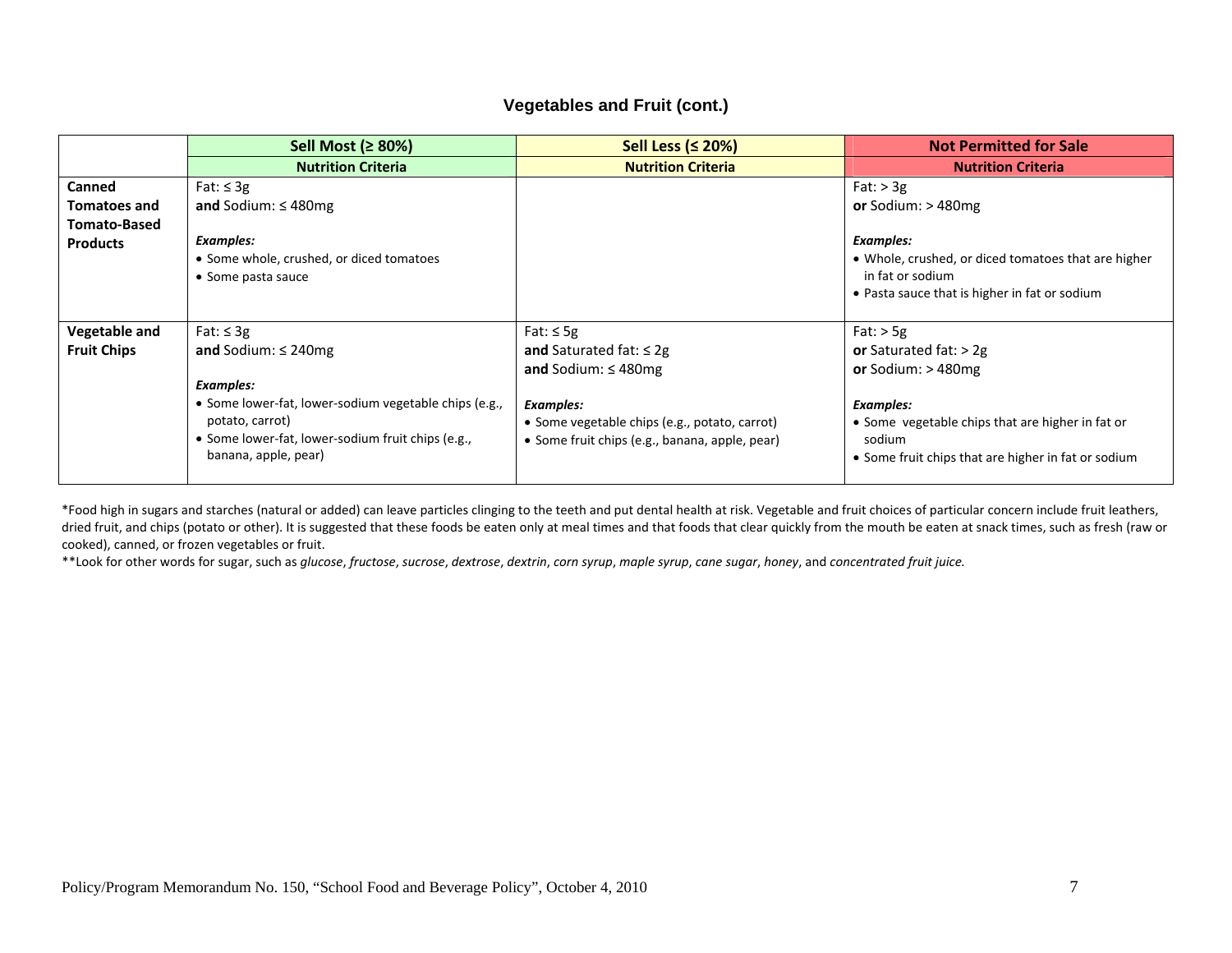## Vegetables and Fruit (cont.)

| | Sell Most (≥ 80%) | Sell Less (≤ 20%) | Not Permitted for Sale |
|---|---|---|---|
| | **Nutrition Criteria** | **Nutrition Criteria** | **Nutrition Criteria** |
| **Canned Tomatoes and Tomato-Based Products** | Fat: ≤ 3g<br>**and** Sodium: ≤ 480mg<br><br>***Examples:***<br>• Some whole, crushed, or diced tomatoes<br>• Some pasta sauce | | Fat: > 3g<br>**or** Sodium: > 480mg<br><br>***Examples:***<br>• Whole, crushed, or diced tomatoes that are higher in fat or sodium<br>• Pasta sauce that is higher in fat or sodium |
| **Vegetable and Fruit Chips** | Fat: ≤ 3g<br>**and** Sodium: ≤ 240mg<br><br>***Examples:***<br>• Some lower-fat, lower-sodium vegetable chips (e.g., potato, carrot)<br>• Some lower-fat, lower-sodium fruit chips (e.g., banana, apple, pear) | Fat: ≤ 5g<br>**and** Saturated fat: ≤ 2g<br>**and** Sodium: ≤ 480mg<br><br>***Examples:***<br>• Some vegetable chips (e.g., potato, carrot)<br>• Some fruit chips (e.g., banana, apple, pear) | Fat: > 5g<br>**or** Saturated fat: > 2g<br>**or** Sodium: > 480mg<br><br>***Examples:***<br>• Some vegetable chips that are higher in fat or sodium<br>• Some fruit chips that are higher in fat or sodium |

*Food high in sugars and starches (natural or added) can leave particles clinging to the teeth and put dental health at risk. Vegetable and fruit choices of particular concern include fruit leathers, dried fruit, and chips (potato or other). It is suggested that these foods be eaten only at meal times and that foods that clear quickly from the mouth be eaten at snack times, such as fresh (raw or cooked), canned, or frozen vegetables or fruit.

**Look for other words for sugar, such as *glucose*, *fructose*, *sucrose*, *dextrose*, *dextrin*, *corn syrup*, *maple syrup*, *cane sugar*, *honey*, and *concentrated fruit juice.*

Policy/Program Memorandum No. 150, "School Food and Beverage Policy", October 4, 2010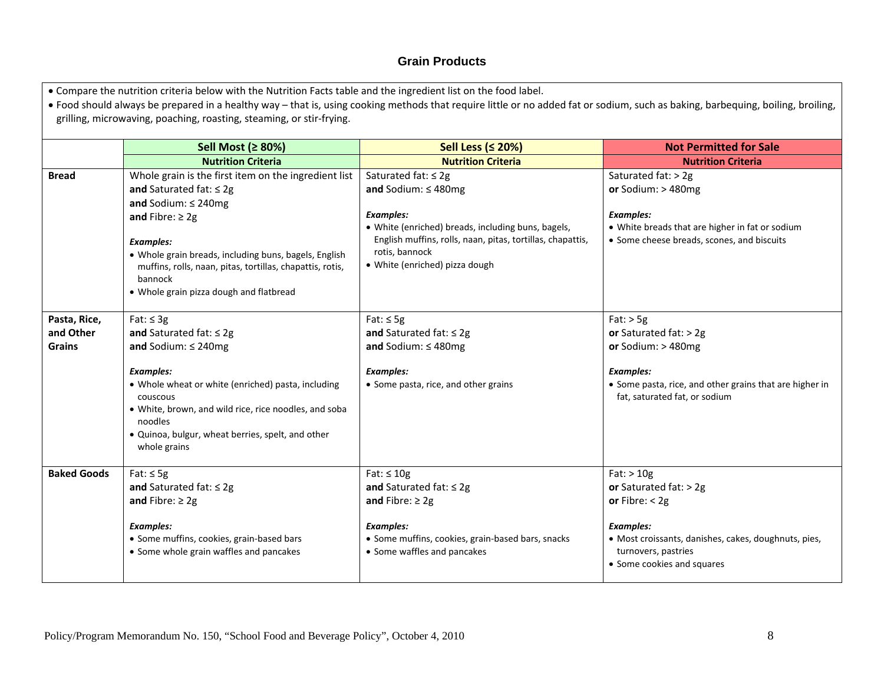## Grain Products

- Compare the nutrition criteria below with the Nutrition Facts table and the ingredient list on the food label.
- Food should always be prepared in a healthy way – that is, using cooking methods that require little or no added fat or sodium, such as baking, barbequing, boiling, broiling, grilling, microwaving, poaching, roasting, steaming, or stir-frying.

| | Sell Most (≥ 80%) | Sell Less (≤ 20%) | Not Permitted for Sale |
|---|---|---|---|
| | **Nutrition Criteria** | **Nutrition Criteria** | **Nutrition Criteria** |
| **Bread** | Whole grain is the first item on the ingredient list<br>**and** Saturated fat: ≤ 2g<br>**and** Sodium: ≤ 240mg<br>**and** Fibre: ≥ 2g<br><br>***Examples:***<br>• Whole grain breads, including buns, bagels, English muffins, rolls, naan, pitas, tortillas, chapattis, rotis, bannock<br>• Whole grain pizza dough and flatbread | Saturated fat: ≤ 2g<br>**and** Sodium: ≤ 480mg<br><br>***Examples:***<br>• White (enriched) breads, including buns, bagels, English muffins, rolls, naan, pitas, tortillas, chapattis, rotis, bannock<br>• White (enriched) pizza dough | Saturated fat: > 2g<br>**or** Sodium: > 480mg<br><br>***Examples:***<br>• White breads that are higher in fat or sodium<br>• Some cheese breads, scones, and biscuits |
| **Pasta, Rice, and Other Grains** | Fat: ≤ 3g<br>**and** Saturated fat: ≤ 2g<br>**and** Sodium: ≤ 240mg<br><br>***Examples:***<br>• Whole wheat or white (enriched) pasta, including couscous<br>• White, brown, and wild rice, rice noodles, and soba noodles<br>• Quinoa, bulgur, wheat berries, spelt, and other whole grains | Fat: ≤ 5g<br>**and** Saturated fat: ≤ 2g<br>**and** Sodium: ≤ 480mg<br><br>***Examples:***<br>• Some pasta, rice, and other grains | Fat: > 5g<br>**or** Saturated fat: > 2g<br>**or** Sodium: > 480mg<br><br>***Examples:***<br>• Some pasta, rice, and other grains that are higher in fat, saturated fat, or sodium |
| **Baked Goods** | Fat: ≤ 5g<br>**and** Saturated fat: ≤ 2g<br>**and** Fibre: ≥ 2g<br><br>***Examples:***<br>• Some muffins, cookies, grain-based bars<br>• Some whole grain waffles and pancakes | Fat: ≤ 10g<br>**and** Saturated fat: ≤ 2g<br>**and** Fibre: ≥ 2g<br><br>***Examples:***<br>• Some muffins, cookies, grain-based bars, snacks<br>• Some waffles and pancakes | Fat: > 10g<br>**or** Saturated fat: > 2g<br>**or** Fibre: < 2g<br><br>***Examples:***<br>• Most croissants, danishes, cakes, doughnuts, pies, turnovers, pastries<br>• Some cookies and squares |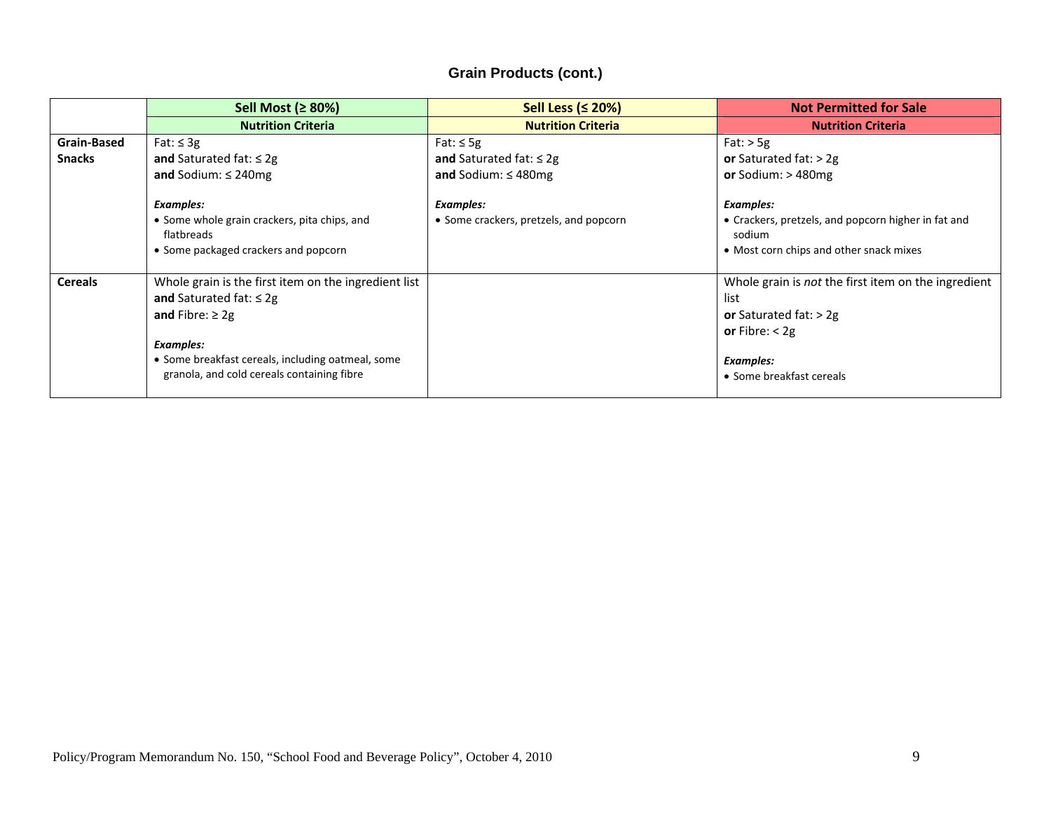## Grain Products (cont.)

| | Sell Most (≥ 80%) | Sell Less (≤ 20%) | Not Permitted for Sale |
|---|---|---|---|
| | **Nutrition Criteria** | **Nutrition Criteria** | **Nutrition Criteria** |
| **Grain-Based Snacks** | Fat: ≤ 3g<br>**and** Saturated fat: ≤ 2g<br>**and** Sodium: ≤ 240mg<br><br>***Examples:***<br>• Some whole grain crackers, pita chips, and flatbreads<br>• Some packaged crackers and popcorn | Fat: ≤ 5g<br>**and** Saturated fat: ≤ 2g<br>**and** Sodium: ≤ 480mg<br><br>***Examples:***<br>• Some crackers, pretzels, and popcorn | Fat: > 5g<br>**or** Saturated fat: > 2g<br>**or** Sodium: > 480mg<br><br>***Examples:***<br>• Crackers, pretzels, and popcorn higher in fat and sodium<br>• Most corn chips and other snack mixes |
| **Cereals** | Whole grain is the first item on the ingredient list<br>**and** Saturated fat: ≤ 2g<br>**and** Fibre: ≥ 2g<br><br>***Examples:***<br>• Some breakfast cereals, including oatmeal, some granola, and cold cereals containing fibre | | Whole grain is *not* the first item on the ingredient list<br>**or** Saturated fat: > 2g<br>**or** Fibre: < 2g<br><br>***Examples:***<br>• Some breakfast cereals |

Policy/Program Memorandum No. 150, "School Food and Beverage Policy", October 4, 2010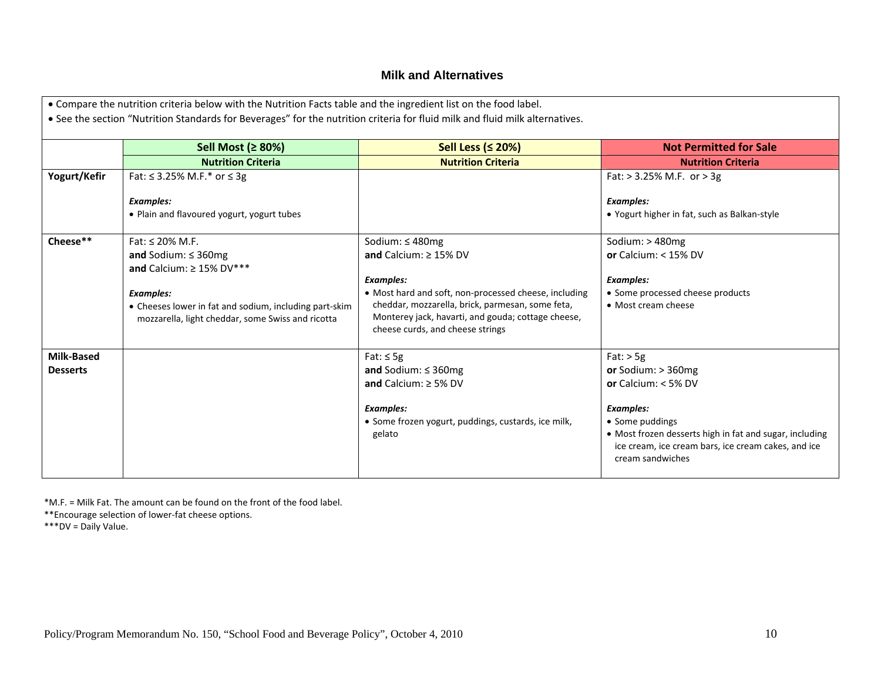## Milk and Alternatives

- Compare the nutrition criteria below with the Nutrition Facts table and the ingredient list on the food label.
- See the section "Nutrition Standards for Beverages" for the nutrition criteria for fluid milk and fluid milk alternatives.

| | Sell Most (≥ 80%) | Sell Less (≤ 20%) | Not Permitted for Sale |
|---|---|---|---|
| | **Nutrition Criteria** | **Nutrition Criteria** | **Nutrition Criteria** |
| **Yogurt/Kefir** | Fat: ≤ 3.25% M.F.* or ≤ 3g<br><br>***Examples:***<br>• Plain and flavoured yogurt, yogurt tubes | | Fat: > 3.25% M.F. or > 3g<br><br>***Examples:***<br>• Yogurt higher in fat, such as Balkan-style |
| **Cheese**** | Fat: ≤ 20% M.F.<br>**and** Sodium: ≤ 360mg<br>**and** Calcium: ≥ 15% DV***<br><br>***Examples:***<br>• Cheeses lower in fat and sodium, including part-skim mozzarella, light cheddar, some Swiss and ricotta | Sodium: ≤ 480mg<br>**and** Calcium: ≥ 15% DV<br><br>***Examples:***<br>• Most hard and soft, non-processed cheese, including cheddar, mozzarella, brick, parmesan, some feta, Monterey jack, havarti, and gouda; cottage cheese, cheese curds, and cheese strings | Sodium: > 480mg<br>**or** Calcium: < 15% DV<br><br>***Examples:***<br>• Some processed cheese products<br>• Most cream cheese |
| **Milk-Based Desserts** | | Fat: ≤ 5g<br>**and** Sodium: ≤ 360mg<br>**and** Calcium: ≥ 5% DV<br><br>***Examples:***<br>• Some frozen yogurt, puddings, custards, ice milk, gelato | Fat: > 5g<br>**or** Sodium: > 360mg<br>**or** Calcium: < 5% DV<br><br>***Examples:***<br>• Some puddings<br>• Most frozen desserts high in fat and sugar, including ice cream, ice cream bars, ice cream cakes, and ice cream sandwiches |

*M.F. = Milk Fat. The amount can be found on the front of the food label.

**Encourage selection of lower-fat cheese options.

***DV = Daily Value.

Policy/Program Memorandum No. 150, "School Food and Beverage Policy", October 4, 2010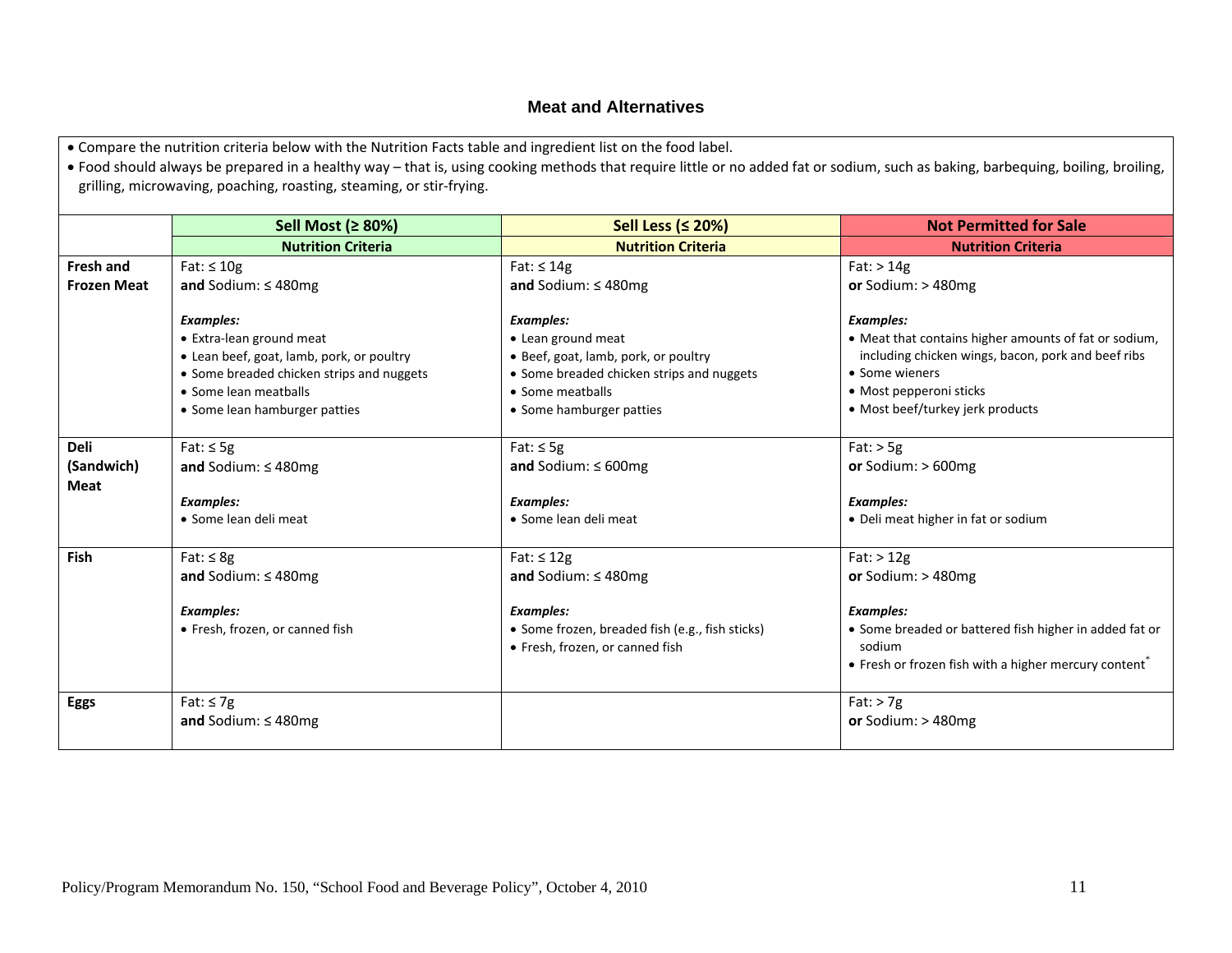## Meat and Alternatives

- Compare the nutrition criteria below with the Nutrition Facts table and ingredient list on the food label.
- Food should always be prepared in a healthy way – that is, using cooking methods that require little or no added fat or sodium, such as baking, barbequing, boiling, broiling, grilling, microwaving, poaching, roasting, steaming, or stir-frying.

| | Sell Most (≥ 80%) | Sell Less (≤ 20%) | Not Permitted for Sale |
|---|---|---|---|
| | **Nutrition Criteria** | **Nutrition Criteria** | **Nutrition Criteria** |
| **Fresh and Frozen Meat** | Fat: ≤ 10g<br>**and** Sodium: ≤ 480mg<br><br>***Examples:***<br>• Extra-lean ground meat<br>• Lean beef, goat, lamb, pork, or poultry<br>• Some breaded chicken strips and nuggets<br>• Some lean meatballs<br>• Some lean hamburger patties | Fat: ≤ 14g<br>**and** Sodium: ≤ 480mg<br><br>***Examples:***<br>• Lean ground meat<br>• Beef, goat, lamb, pork, or poultry<br>• Some breaded chicken strips and nuggets<br>• Some meatballs<br>• Some hamburger patties | Fat: > 14g<br>**or** Sodium: > 480mg<br><br>***Examples:***<br>• Meat that contains higher amounts of fat or sodium, including chicken wings, bacon, pork and beef ribs<br>• Some wieners<br>• Most pepperoni sticks<br>• Most beef/turkey jerk products |
| **Deli (Sandwich) Meat** | Fat: ≤ 5g<br>**and** Sodium: ≤ 480mg<br><br>***Examples:***<br>• Some lean deli meat | Fat: ≤ 5g<br>**and** Sodium: ≤ 600mg<br><br>***Examples:***<br>• Some lean deli meat | Fat: > 5g<br>**or** Sodium: > 600mg<br><br>***Examples:***<br>• Deli meat higher in fat or sodium |
| **Fish** | Fat: ≤ 8g<br>**and** Sodium: ≤ 480mg<br><br>***Examples:***<br>• Fresh, frozen, or canned fish | Fat: ≤ 12g<br>**and** Sodium: ≤ 480mg<br><br>***Examples:***<br>• Some frozen, breaded fish (e.g., fish sticks)<br>• Fresh, frozen, or canned fish | Fat: > 12g<br>**or** Sodium: > 480mg<br><br>***Examples:***<br>• Some breaded or battered fish higher in added fat or sodium<br>• Fresh or frozen fish with a higher mercury content* |
| **Eggs** | Fat: ≤ 7g<br>**and** Sodium: ≤ 480mg | | Fat: > 7g<br>**or** Sodium: > 480mg |

Policy/Program Memorandum No. 150, "School Food and Beverage Policy", October 4, 2010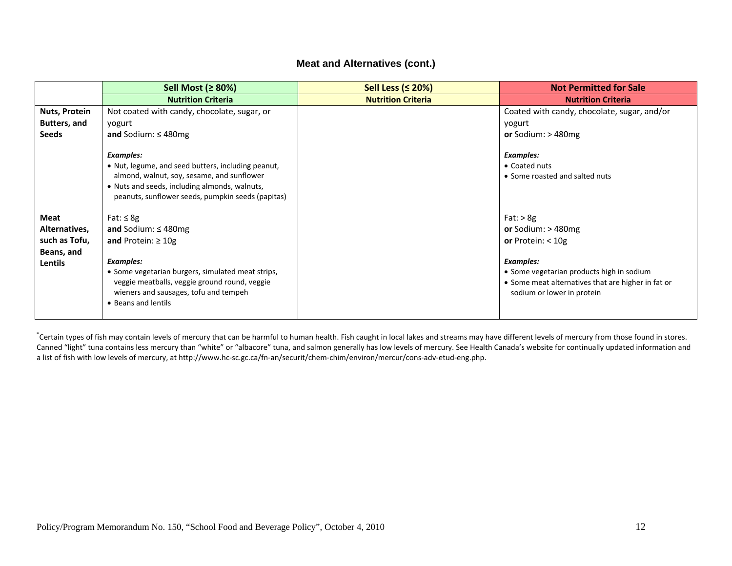### Meat and Alternatives (cont.)

| | Sell Most (≥ 80%) | Sell Less (≤ 20%) | Not Permitted for Sale |
|---|---|---|---|
| | **Nutrition Criteria** | **Nutrition Criteria** | **Nutrition Criteria** |
| **Nuts, Protein Butters, and Seeds** | Not coated with candy, chocolate, sugar, or yogurt<br>**and** Sodium: ≤ 480mg<br><br>***Examples:***<br>• Nut, legume, and seed butters, including peanut, almond, walnut, soy, sesame, and sunflower<br>• Nuts and seeds, including almonds, walnuts, peanuts, sunflower seeds, pumpkin seeds (papitas) | | Coated with candy, chocolate, sugar, and/or yogurt<br>**or** Sodium: > 480mg<br><br>***Examples:***<br>• Coated nuts<br>• Some roasted and salted nuts |
| **Meat Alternatives, such as Tofu, Beans, and Lentils** | Fat: ≤ 8g<br>**and** Sodium: ≤ 480mg<br>**and** Protein: ≥ 10g<br><br>***Examples:***<br>• Some vegetarian burgers, simulated meat strips, veggie meatballs, veggie ground round, veggie wieners and sausages, tofu and tempeh<br>• Beans and lentils | | Fat: > 8g<br>**or** Sodium: > 480mg<br>**or** Protein: < 10g<br><br>***Examples:***<br>• Some vegetarian products high in sodium<br>• Some meat alternatives that are higher in fat or sodium or lower in protein |

*Certain types of fish may contain levels of mercury that can be harmful to human health. Fish caught in local lakes and streams may have different levels of mercury from those found in stores. Canned "light" tuna contains less mercury than "white" or "albacore" tuna, and salmon generally has low levels of mercury. See Health Canada's website for continually updated information and a list of fish with low levels of mercury, at http://www.hc-sc.gc.ca/fn-an/securit/chem-chim/environ/mercur/cons-adv-etud-eng.php.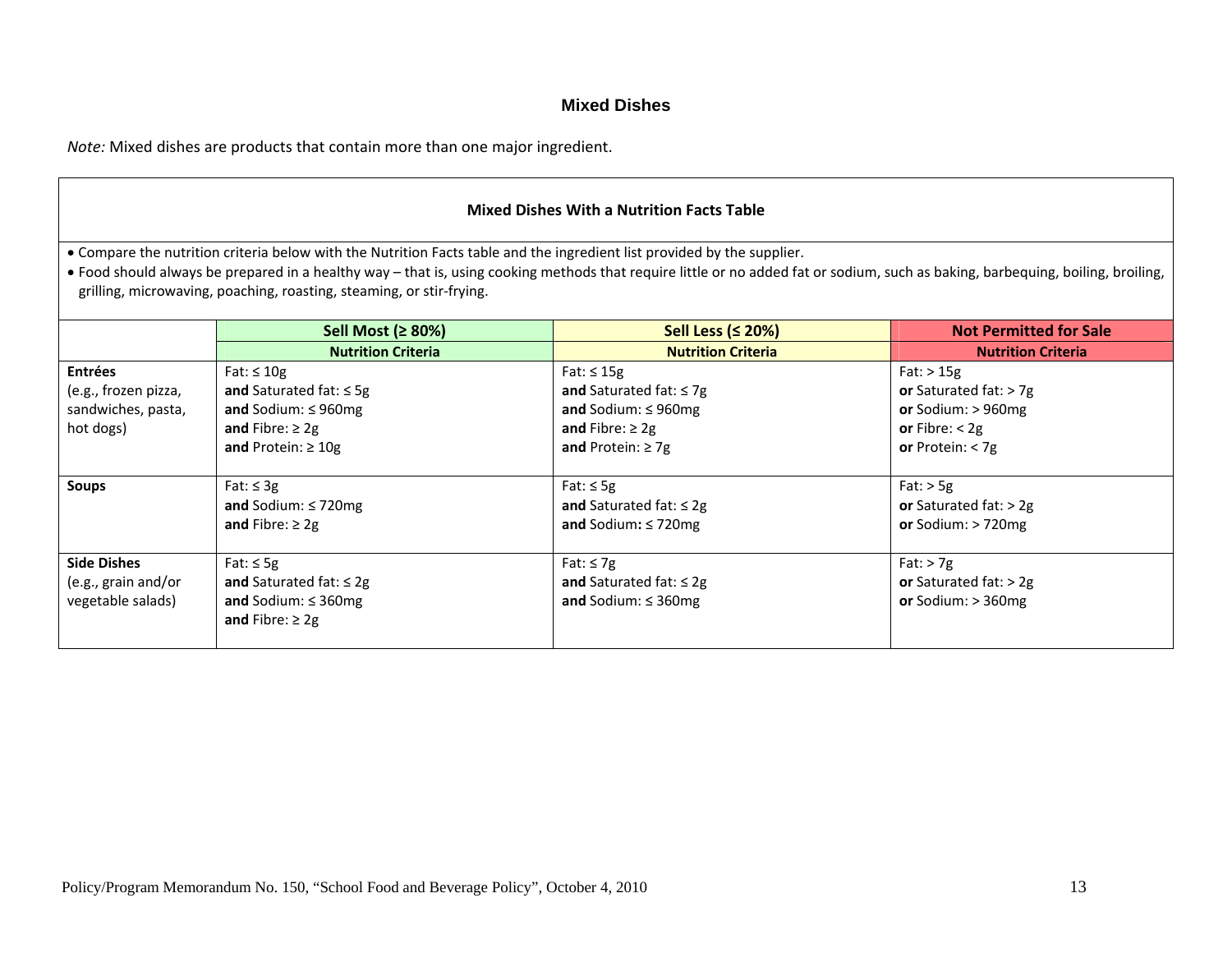## Mixed Dishes

*Note:* Mixed dishes are products that contain more than one major ingredient.

### Mixed Dishes With a Nutrition Facts Table

- Compare the nutrition criteria below with the Nutrition Facts table and the ingredient list provided by the supplier.
- Food should always be prepared in a healthy way – that is, using cooking methods that require little or no added fat or sodium, such as baking, barbequing, boiling, broiling, grilling, microwaving, poaching, roasting, steaming, or stir-frying.

| | Sell Most (≥ 80%) | Sell Less (≤ 20%) | Not Permitted for Sale |
|---|---|---|---|
| | **Nutrition Criteria** | **Nutrition Criteria** | **Nutrition Criteria** |
| **Entrées** (e.g., frozen pizza, sandwiches, pasta, hot dogs) | Fat: ≤ 10g **and** Saturated fat: ≤ 5g **and** Sodium: ≤ 960mg **and** Fibre: ≥ 2g **and** Protein: ≥ 10g | Fat: ≤ 15g **and** Saturated fat: ≤ 7g **and** Sodium: ≤ 960mg **and** Fibre: ≥ 2g **and** Protein: ≥ 7g | Fat: > 15g **or** Saturated fat: > 7g **or** Sodium: > 960mg **or** Fibre: < 2g **or** Protein: < 7g |
| **Soups** | Fat: ≤ 3g **and** Sodium: ≤ 720mg **and** Fibre: ≥ 2g | Fat: ≤ 5g **and** Saturated fat: ≤ 2g **and** Sodium**:** ≤ 720mg | Fat: > 5g **or** Saturated fat: > 2g **or** Sodium: > 720mg |
| **Side Dishes** (e.g., grain and/or vegetable salads) | Fat: ≤ 5g **and** Saturated fat: ≤ 2g **and** Sodium: ≤ 360mg **and** Fibre: ≥ 2g | Fat: ≤ 7g **and** Saturated fat: ≤ 2g **and** Sodium: ≤ 360mg | Fat: > 7g **or** Saturated fat: > 2g **or** Sodium: > 360mg |

Policy/Program Memorandum No. 150, "School Food and Beverage Policy", October 4, 2010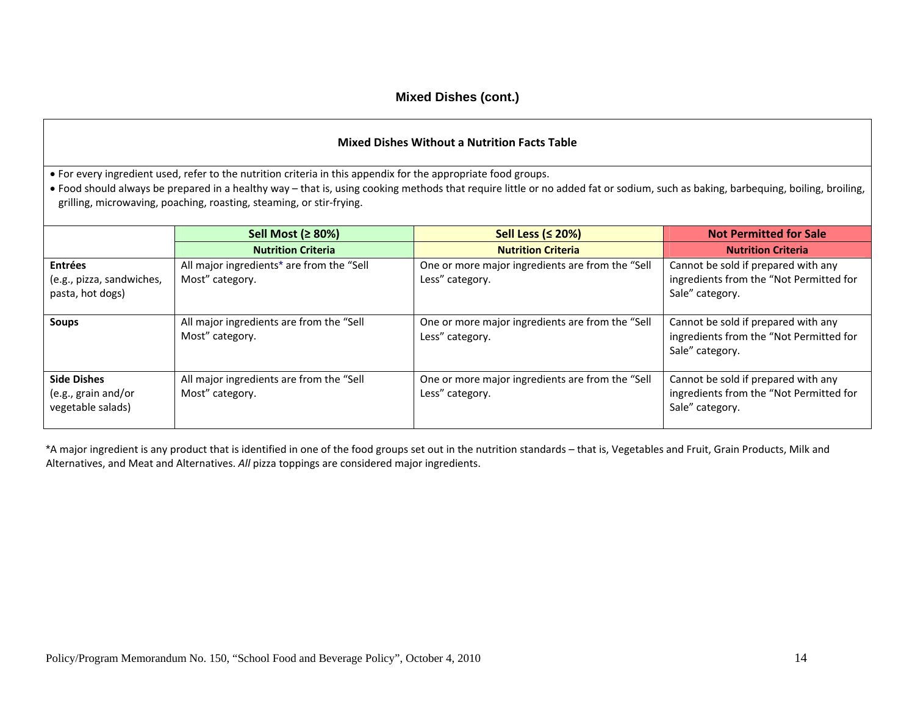## Mixed Dishes (cont.)

### Mixed Dishes Without a Nutrition Facts Table

- For every ingredient used, refer to the nutrition criteria in this appendix for the appropriate food groups.
- Food should always be prepared in a healthy way – that is, using cooking methods that require little or no added fat or sodium, such as baking, barbequing, boiling, broiling, grilling, microwaving, poaching, roasting, steaming, or stir-frying.

| | Sell Most (≥ 80%) | Sell Less (≤ 20%) | Not Permitted for Sale |
|---|---|---|---|
| | **Nutrition Criteria** | **Nutrition Criteria** | **Nutrition Criteria** |
| **Entrées** (e.g., pizza, sandwiches, pasta, hot dogs) | All major ingredients* are from the "Sell Most" category. | One or more major ingredients are from the "Sell Less" category. | Cannot be sold if prepared with any ingredients from the "Not Permitted for Sale" category. |
| **Soups** | All major ingredients are from the "Sell Most" category. | One or more major ingredients are from the "Sell Less" category. | Cannot be sold if prepared with any ingredients from the "Not Permitted for Sale" category. |
| **Side Dishes** (e.g., grain and/or vegetable salads) | All major ingredients are from the "Sell Most" category. | One or more major ingredients are from the "Sell Less" category. | Cannot be sold if prepared with any ingredients from the "Not Permitted for Sale" category. |

*A major ingredient is any product that is identified in one of the food groups set out in the nutrition standards – that is, Vegetables and Fruit, Grain Products, Milk and Alternatives, and Meat and Alternatives. *All* pizza toppings are considered major ingredients.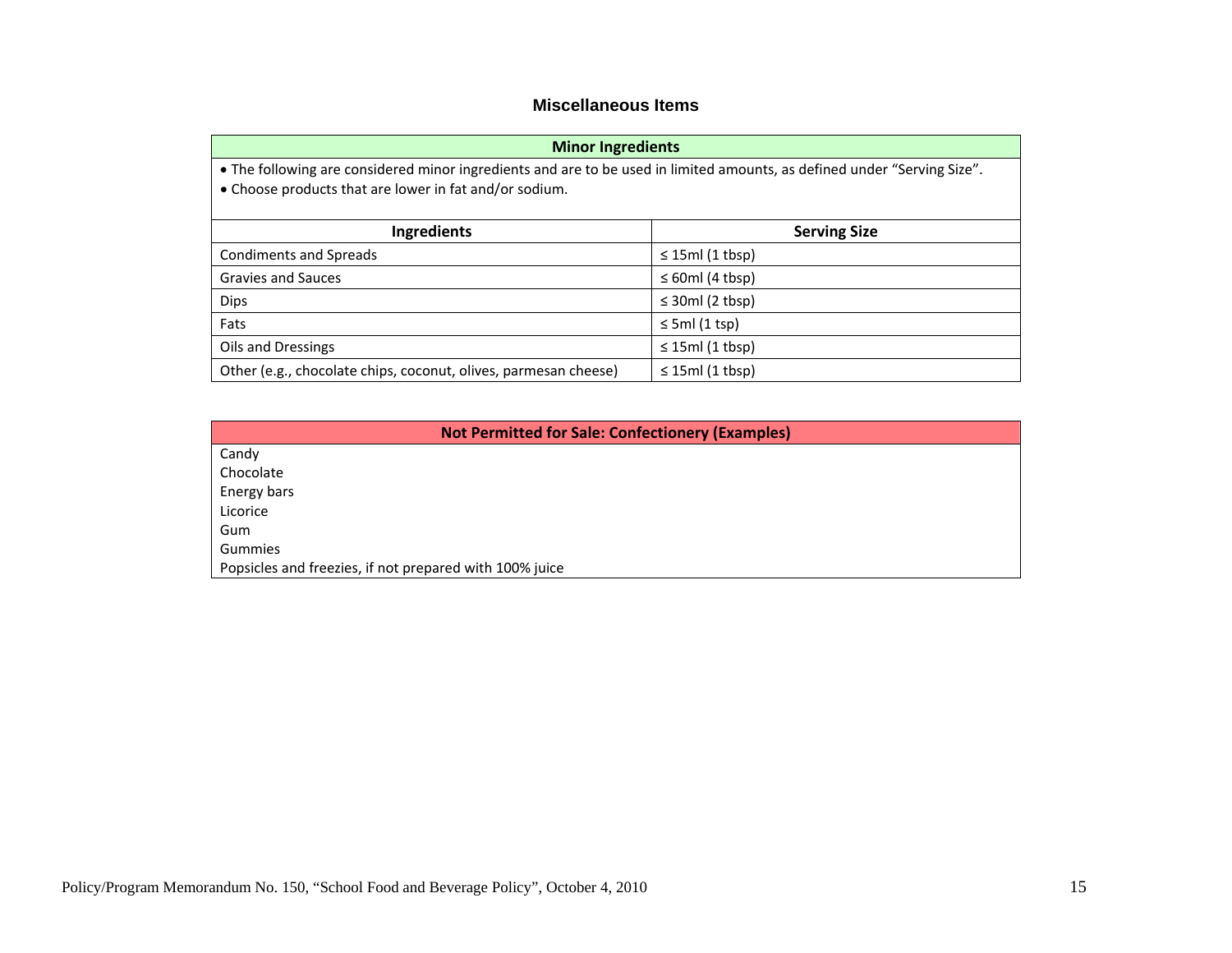## Miscellaneous Items

| Minor Ingredients | |
|---|---|
| • The following are considered minor ingredients and are to be used in limited amounts, as defined under "Serving Size".<br>• Choose products that are lower in fat and/or sodium. | |
| **Ingredients** | **Serving Size** |
| Condiments and Spreads | ≤ 15ml (1 tbsp) |
| Gravies and Sauces | ≤ 60ml (4 tbsp) |
| Dips | ≤ 30ml (2 tbsp) |
| Fats | ≤ 5ml (1 tsp) |
| Oils and Dressings | ≤ 15ml (1 tbsp) |
| Other (e.g., chocolate chips, coconut, olives, parmesan cheese) | ≤ 15ml (1 tbsp) |

| Not Permitted for Sale: Confectionery (Examples) |
|---|
| Candy<br>Chocolate<br>Energy bars<br>Licorice<br>Gum<br>Gummies<br>Popsicles and freezies, if not prepared with 100% juice |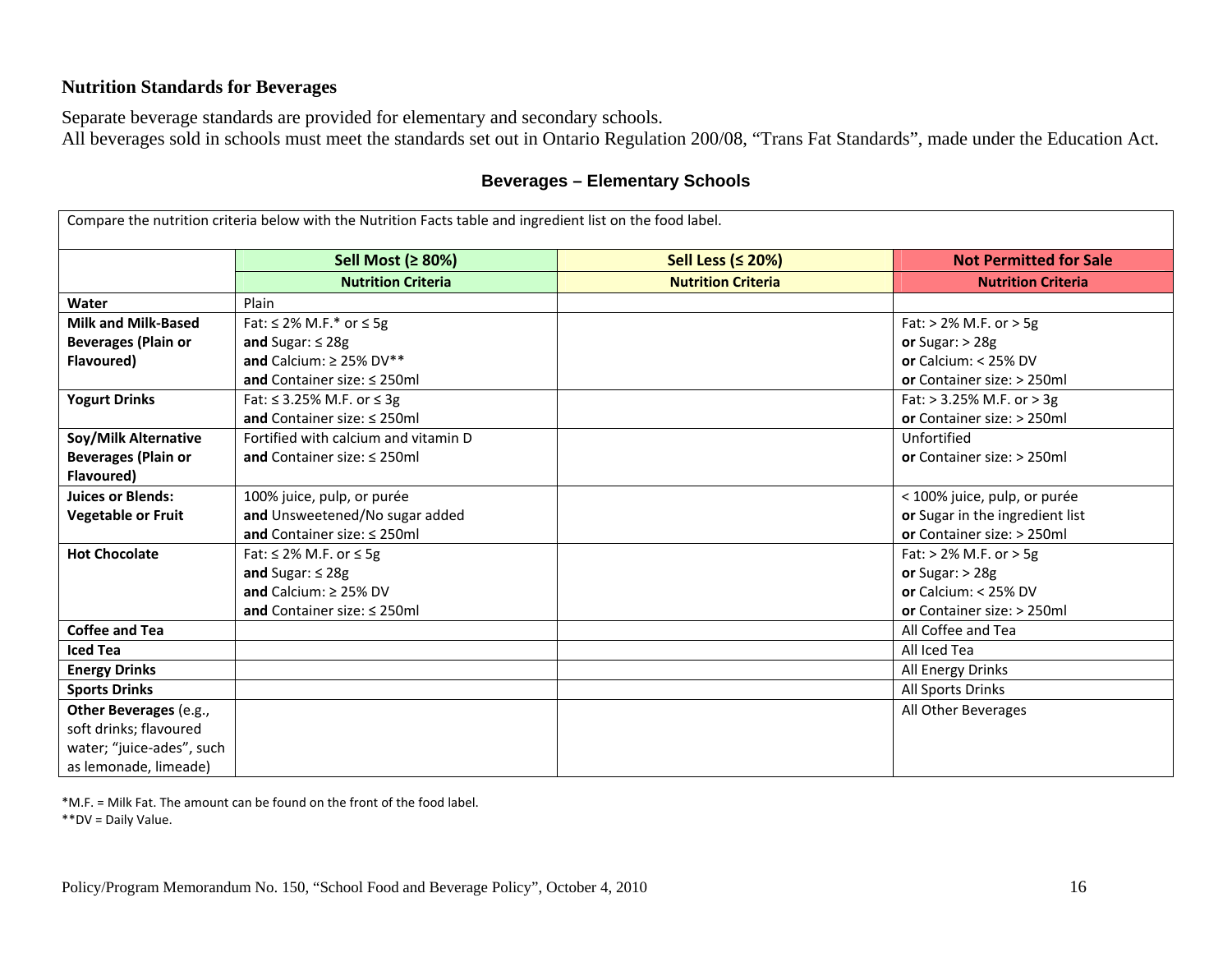## Nutrition Standards for Beverages

Separate beverage standards are provided for elementary and secondary schools.
All beverages sold in schools must meet the standards set out in Ontario Regulation 200/08, “Trans Fat Standards”, made under the Education Act.

### Beverages – Elementary Schools

Compare the nutrition criteria below with the Nutrition Facts table and ingredient list on the food label.

| | Sell Most (≥ 80%) | Sell Less (≤ 20%) | Not Permitted for Sale |
|---|---|---|---|
| | **Nutrition Criteria** | **Nutrition Criteria** | **Nutrition Criteria** |
| **Water** | Plain | | |
| **Milk and Milk-Based Beverages (Plain or Flavoured)** | Fat: ≤ 2% M.F.* or ≤ 5g<br>**and** Sugar: ≤ 28g<br>**and** Calcium: ≥ 25% DV**<br>**and** Container size: ≤ 250ml | | Fat: > 2% M.F. or > 5g<br>**or** Sugar: > 28g<br>**or** Calcium: < 25% DV<br>**or** Container size: > 250ml |
| **Yogurt Drinks** | Fat: ≤ 3.25% M.F. or ≤ 3g<br>**and** Container size: ≤ 250ml | | Fat: > 3.25% M.F. or > 3g<br>**or** Container size: > 250ml |
| **Soy/Milk Alternative Beverages (Plain or Flavoured)** | Fortified with calcium and vitamin D<br>**and** Container size: ≤ 250ml | | Unfortified<br>**or** Container size: > 250ml |
| **Juices or Blends: Vegetable or Fruit** | 100% juice, pulp, or purée<br>**and** Unsweetened/No sugar added<br>**and** Container size: ≤ 250ml | | < 100% juice, pulp, or purée<br>**or** Sugar in the ingredient list<br>**or** Container size: > 250ml |
| **Hot Chocolate** | Fat: ≤ 2% M.F. or ≤ 5g<br>**and** Sugar: ≤ 28g<br>**and** Calcium: ≥ 25% DV<br>**and** Container size: ≤ 250ml | | Fat: > 2% M.F. or > 5g<br>**or** Sugar: > 28g<br>**or** Calcium: < 25% DV<br>**or** Container size: > 250ml |
| **Coffee and Tea** | | | All Coffee and Tea |
| **Iced Tea** | | | All Iced Tea |
| **Energy Drinks** | | | All Energy Drinks |
| **Sports Drinks** | | | All Sports Drinks |
| **Other Beverages** (e.g., soft drinks; flavoured water; “juice-ades”, such as lemonade, limeade) | | | All Other Beverages |

*M.F. = Milk Fat. The amount can be found on the front of the food label.
**DV = Daily Value.

Policy/Program Memorandum No. 150, “School Food and Beverage Policy”, October 4, 2010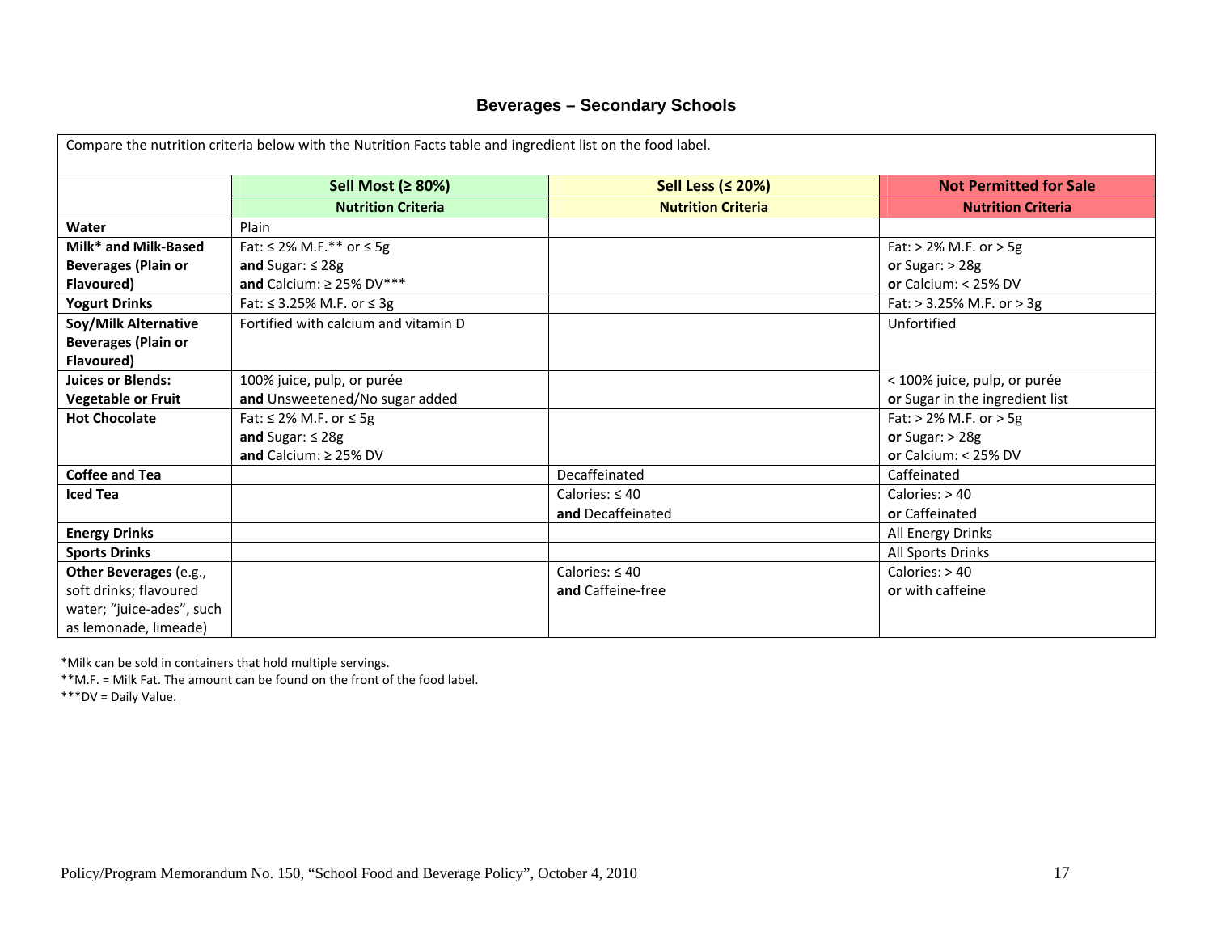## Beverages – Secondary Schools

Compare the nutrition criteria below with the Nutrition Facts table and ingredient list on the food label.

| | Sell Most (≥ 80%) | Sell Less (≤ 20%) | Not Permitted for Sale |
|---|---|---|---|
| | **Nutrition Criteria** | **Nutrition Criteria** | **Nutrition Criteria** |
| **Water** | Plain | | |
| **Milk* and Milk-Based Beverages (Plain or Flavoured)** | Fat: ≤ 2% M.F.** or ≤ 5g<br>**and** Sugar: ≤ 28g<br>**and** Calcium: ≥ 25% DV*** | | Fat: > 2% M.F. or > 5g<br>**or** Sugar: > 28g<br>**or** Calcium: < 25% DV |
| **Yogurt Drinks** | Fat: ≤ 3.25% M.F. or ≤ 3g | | Fat: > 3.25% M.F. or > 3g |
| **Soy/Milk Alternative Beverages (Plain or Flavoured)** | Fortified with calcium and vitamin D | | Unfortified |
| **Juices or Blends: Vegetable or Fruit** | 100% juice, pulp, or purée<br>**and** Unsweetened/No sugar added | | < 100% juice, pulp, or purée<br>**or** Sugar in the ingredient list |
| **Hot Chocolate** | Fat: ≤ 2% M.F. or ≤ 5g<br>**and** Sugar: ≤ 28g<br>**and** Calcium: ≥ 25% DV | | Fat: > 2% M.F. or > 5g<br>**or** Sugar: > 28g<br>**or** Calcium: < 25% DV |
| **Coffee and Tea** | | Decaffeinated | Caffeinated |
| **Iced Tea** | | Calories: ≤ 40<br>**and** Decaffeinated | Calories: > 40<br>**or** Caffeinated |
| **Energy Drinks** | | | All Energy Drinks |
| **Sports Drinks** | | | All Sports Drinks |
| **Other Beverages** (e.g., soft drinks; flavoured water; "juice-ades", such as lemonade, limeade) | | Calories: ≤ 40<br>**and** Caffeine-free | Calories: > 40<br>**or** with caffeine |

*Milk can be sold in containers that hold multiple servings.
**M.F. = Milk Fat. The amount can be found on the front of the food label.
***DV = Daily Value.

Policy/Program Memorandum No. 150, "School Food and Beverage Policy", October 4, 2010